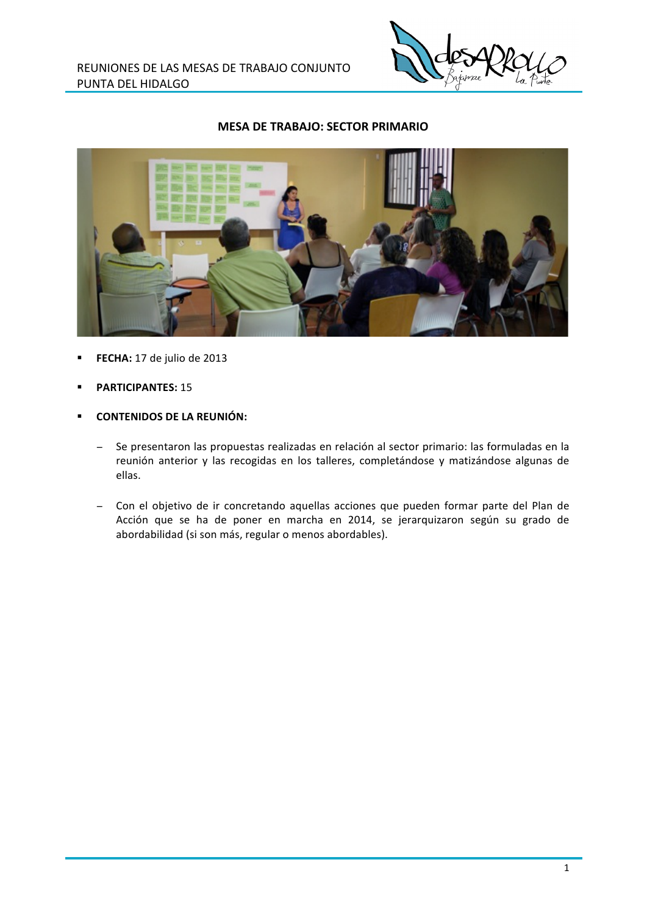## MESA DE TRABAJO: SECTOR PRIMARIO

- **FECHA:** 17 de julio de 2013
- **PARTICIPANTES:** 15
- **CONTENIDOS DE LA REUNIÓN:**
  - Se presentaron las propuestas realizadas en relación al sector primario: las formuladas en la reunión anterior y las recogidas en los talleres, completándose y matizándose algunas de ellas.
  - Con el objetivo de ir concretando aquellas acciones que pueden formar parte del Plan de Acción que se ha de poner en marcha en 2014, se jerarquizaron según su grado de abordabilidad (si son más, regular o menos abordables).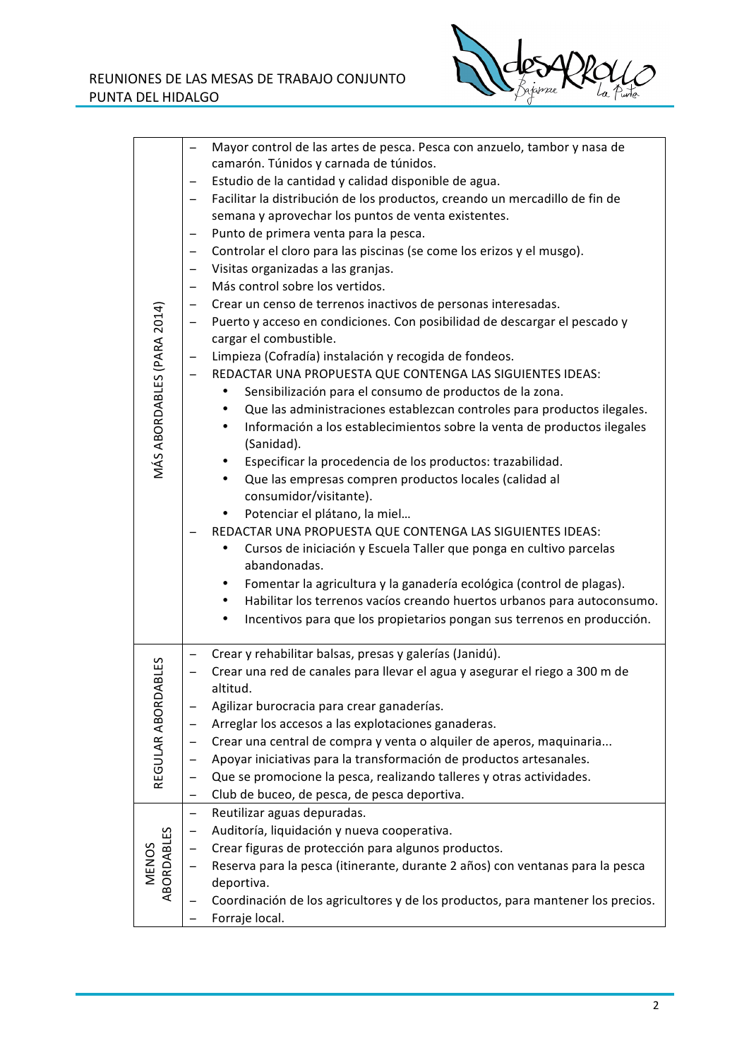| | |
|---|---|
| MÁS ABORDABLES (PARA 2014) | – Mayor control de las artes de pesca. Pesca con anzuelo, tambor y nasa de camarón. Túnidos y carnada de túnidos.<br>– Estudio de la cantidad y calidad disponible de agua.<br>– Facilitar la distribución de los productos, creando un mercadillo de fin de semana y aprovechar los puntos de venta existentes.<br>– Punto de primera venta para la pesca.<br>– Controlar el cloro para las piscinas (se come los erizos y el musgo).<br>– Visitas organizadas a las granjas.<br>– Más control sobre los vertidos.<br>– Crear un censo de terrenos inactivos de personas interesadas.<br>– Puerto y acceso en condiciones. Con posibilidad de descargar el pescado y cargar el combustible.<br>– Limpieza (Cofradía) instalación y recogida de fondeos.<br>– REDACTAR UNA PROPUESTA QUE CONTENGA LAS SIGUIENTES IDEAS:<br>&nbsp;&nbsp;• Sensibilización para el consumo de productos de la zona.<br>&nbsp;&nbsp;• Que las administraciones establezcan controles para productos ilegales.<br>&nbsp;&nbsp;• Información a los establecimientos sobre la venta de productos ilegales (Sanidad).<br>&nbsp;&nbsp;• Especificar la procedencia de los productos: trazabilidad.<br>&nbsp;&nbsp;• Que las empresas compren productos locales (calidad al consumidor/visitante).<br>&nbsp;&nbsp;• Potenciar el plátano, la miel…<br>– REDACTAR UNA PROPUESTA QUE CONTENGA LAS SIGUIENTES IDEAS:<br>&nbsp;&nbsp;• Cursos de iniciación y Escuela Taller que ponga en cultivo parcelas abandonadas.<br>&nbsp;&nbsp;• Fomentar la agricultura y la ganadería ecológica (control de plagas).<br>&nbsp;&nbsp;• Habilitar los terrenos vacíos creando huertos urbanos para autoconsumo.<br>&nbsp;&nbsp;• Incentivos para que los propietarios pongan sus terrenos en producción. |
| REGULAR ABORDABLES | – Crear y rehabilitar balsas, presas y galerías (Janidú).<br>– Crear una red de canales para llevar el agua y asegurar el riego a 300 m de altitud.<br>– Agilizar burocracia para crear ganaderías.<br>– Arreglar los accesos a las explotaciones ganaderas.<br>– Crear una central de compra y venta o alquiler de aperos, maquinaria...<br>– Apoyar iniciativas para la transformación de productos artesanales.<br>– Que se promocione la pesca, realizando talleres y otras actividades.<br>– Club de buceo, de pesca, de pesca deportiva. |
| MENOS ABORDABLES | – Reutilizar aguas depuradas.<br>– Auditoría, liquidación y nueva cooperativa.<br>– Crear figuras de protección para algunos productos.<br>– Reserva para la pesca (itinerante, durante 2 años) con ventanas para la pesca deportiva.<br>– Coordinación de los agricultores y de los productos, para mantener los precios.<br>– Forraje local. |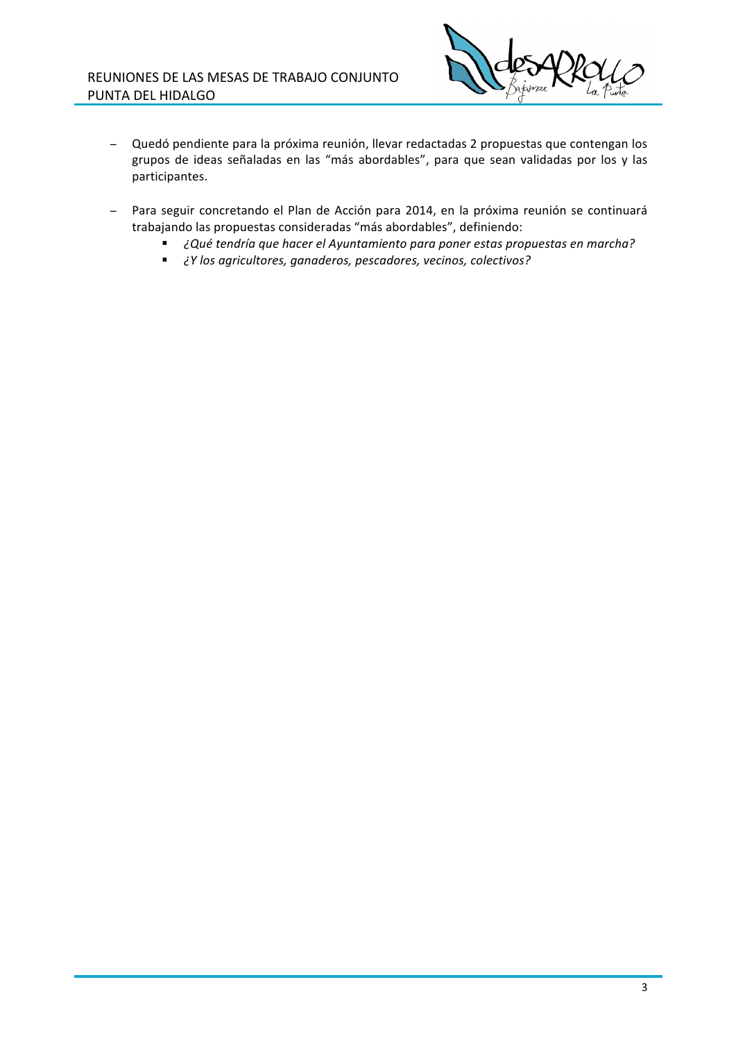- Quedó pendiente para la próxima reunión, llevar redactadas 2 propuestas que contengan los grupos de ideas señaladas en las "más abordables", para que sean validadas por los y las participantes.

- Para seguir concretando el Plan de Acción para 2014, en la próxima reunión se continuará trabajando las propuestas consideradas "más abordables", definiendo:
  - *¿Qué tendría que hacer el Ayuntamiento para poner estas propuestas en marcha?*
  - *¿Y los agricultores, ganaderos, pescadores, vecinos, colectivos?*